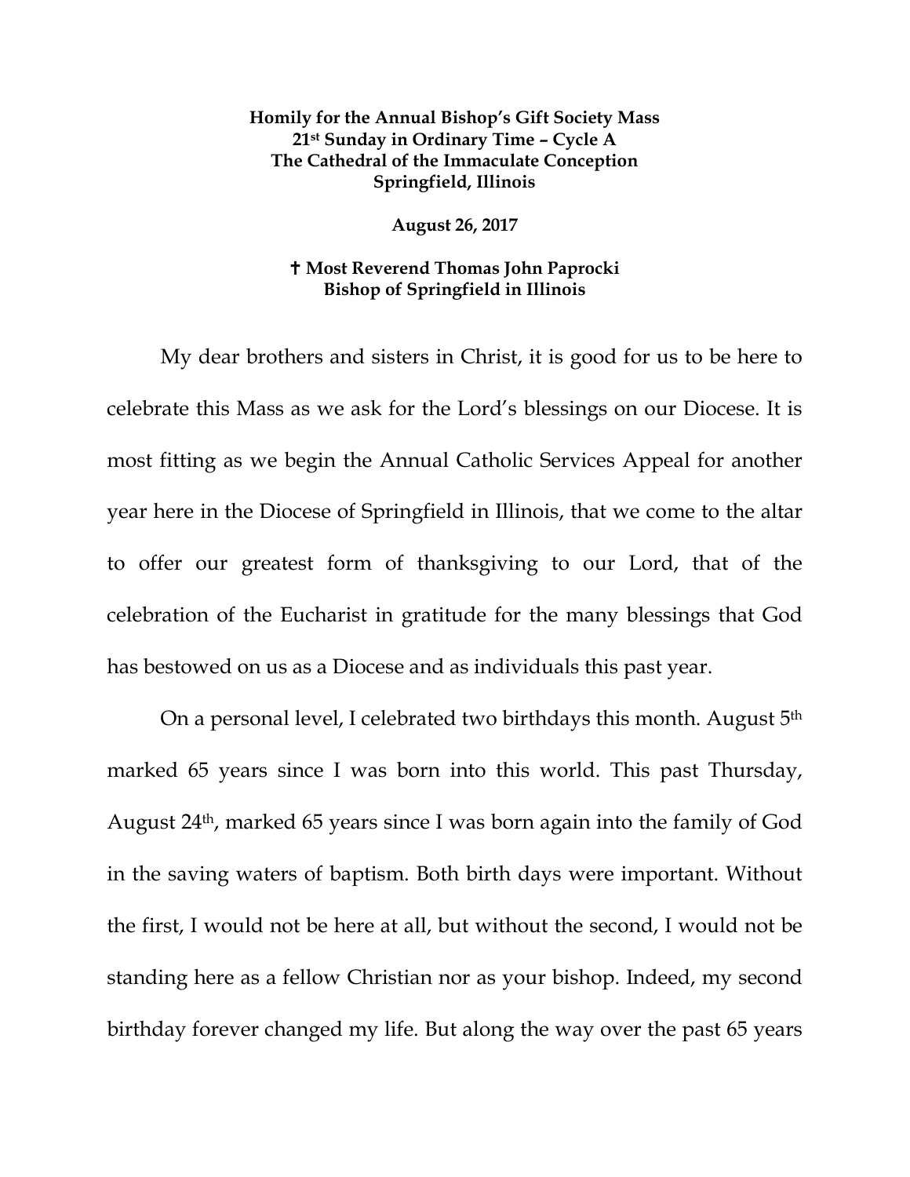**Homily for the Annual Bishop's Gift Society Mass**
**21st Sunday in Ordinary Time – Cycle A**
**The Cathedral of the Immaculate Conception**
**Springfield, Illinois**

**August 26, 2017**

**✝ Most Reverend Thomas John Paprocki**
**Bishop of Springfield in Illinois**

My dear brothers and sisters in Christ, it is good for us to be here to celebrate this Mass as we ask for the Lord's blessings on our Diocese. It is most fitting as we begin the Annual Catholic Services Appeal for another year here in the Diocese of Springfield in Illinois, that we come to the altar to offer our greatest form of thanksgiving to our Lord, that of the celebration of the Eucharist in gratitude for the many blessings that God has bestowed on us as a Diocese and as individuals this past year.

On a personal level, I celebrated two birthdays this month. August 5th marked 65 years since I was born into this world. This past Thursday, August 24th, marked 65 years since I was born again into the family of God in the saving waters of baptism. Both birth days were important. Without the first, I would not be here at all, but without the second, I would not be standing here as a fellow Christian nor as your bishop. Indeed, my second birthday forever changed my life. But along the way over the past 65 years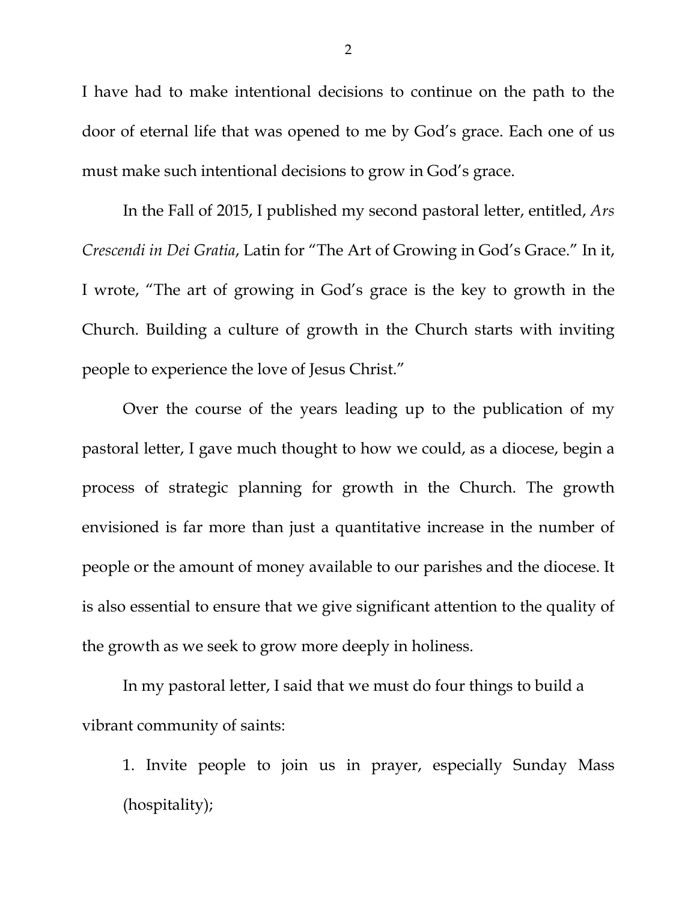I have had to make intentional decisions to continue on the path to the door of eternal life that was opened to me by God's grace. Each one of us must make such intentional decisions to grow in God's grace.

In the Fall of 2015, I published my second pastoral letter, entitled, *Ars Crescendi in Dei Gratia*, Latin for "The Art of Growing in God's Grace." In it, I wrote, "The art of growing in God's grace is the key to growth in the Church. Building a culture of growth in the Church starts with inviting people to experience the love of Jesus Christ."

Over the course of the years leading up to the publication of my pastoral letter, I gave much thought to how we could, as a diocese, begin a process of strategic planning for growth in the Church. The growth envisioned is far more than just a quantitative increase in the number of people or the amount of money available to our parishes and the diocese. It is also essential to ensure that we give significant attention to the quality of the growth as we seek to grow more deeply in holiness.

In my pastoral letter, I said that we must do four things to build a vibrant community of saints:

1. Invite people to join us in prayer, especially Sunday Mass (hospitality);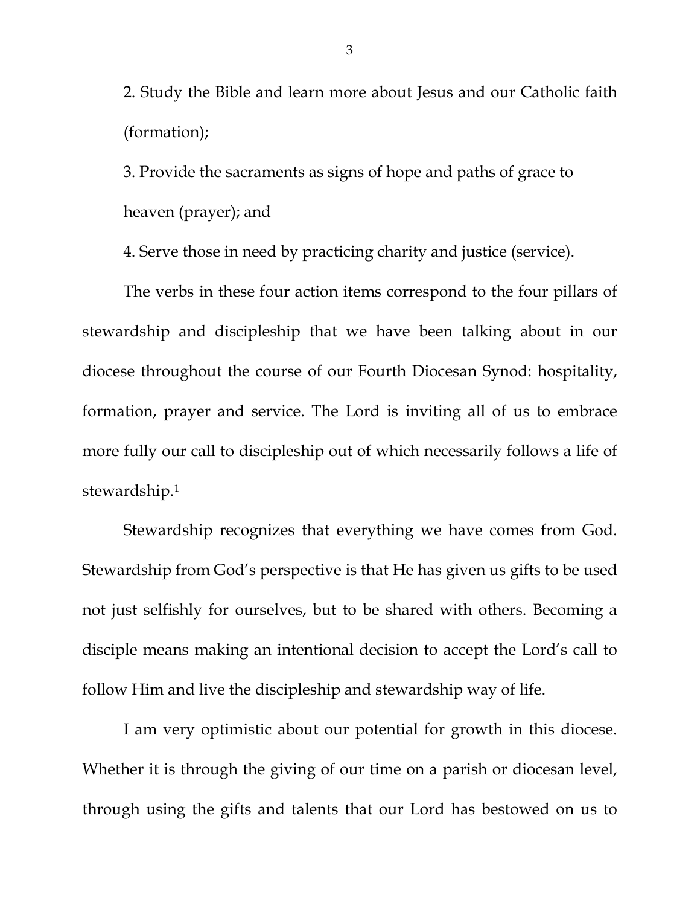2. Study the Bible and learn more about Jesus and our Catholic faith (formation);

3. Provide the sacraments as signs of hope and paths of grace to heaven (prayer); and

4. Serve those in need by practicing charity and justice (service).

The verbs in these four action items correspond to the four pillars of stewardship and discipleship that we have been talking about in our diocese throughout the course of our Fourth Diocesan Synod: hospitality, formation, prayer and service. The Lord is inviting all of us to embrace more fully our call to discipleship out of which necessarily follows a life of stewardship.[1]

Stewardship recognizes that everything we have comes from God. Stewardship from God's perspective is that He has given us gifts to be used not just selfishly for ourselves, but to be shared with others. Becoming a disciple means making an intentional decision to accept the Lord's call to follow Him and live the discipleship and stewardship way of life.

I am very optimistic about our potential for growth in this diocese. Whether it is through the giving of our time on a parish or diocesan level, through using the gifts and talents that our Lord has bestowed on us to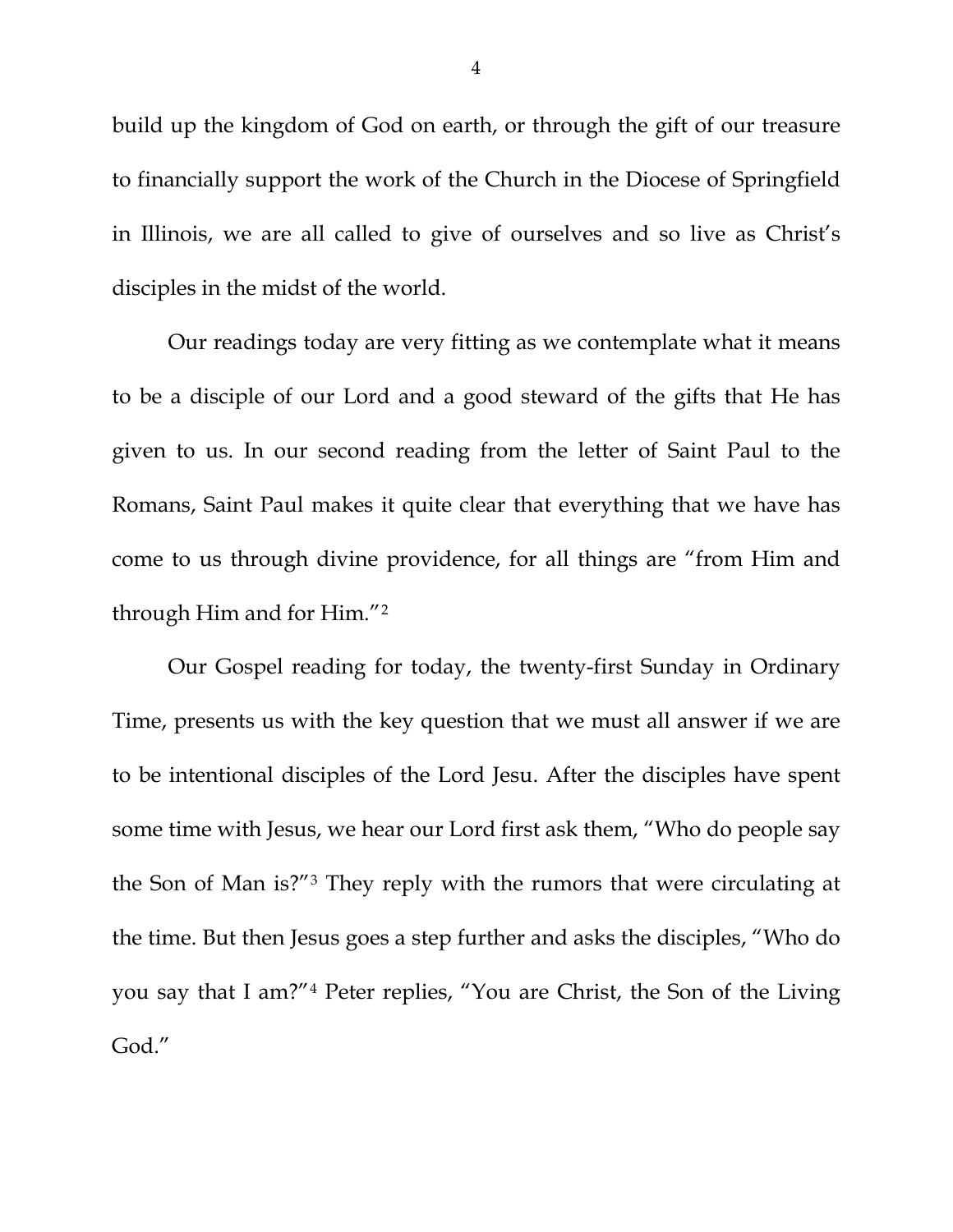build up the kingdom of God on earth, or through the gift of our treasure to financially support the work of the Church in the Diocese of Springfield in Illinois, we are all called to give of ourselves and so live as Christ's disciples in the midst of the world.

Our readings today are very fitting as we contemplate what it means to be a disciple of our Lord and a good steward of the gifts that He has given to us. In our second reading from the letter of Saint Paul to the Romans, Saint Paul makes it quite clear that everything that we have has come to us through divine providence, for all things are "from Him and through Him and for Him."[2]

Our Gospel reading for today, the twenty-first Sunday in Ordinary Time, presents us with the key question that we must all answer if we are to be intentional disciples of the Lord Jesu. After the disciples have spent some time with Jesus, we hear our Lord first ask them, "Who do people say the Son of Man is?"[3] They reply with the rumors that were circulating at the time. But then Jesus goes a step further and asks the disciples, "Who do you say that I am?"[4] Peter replies, "You are Christ, the Son of the Living God."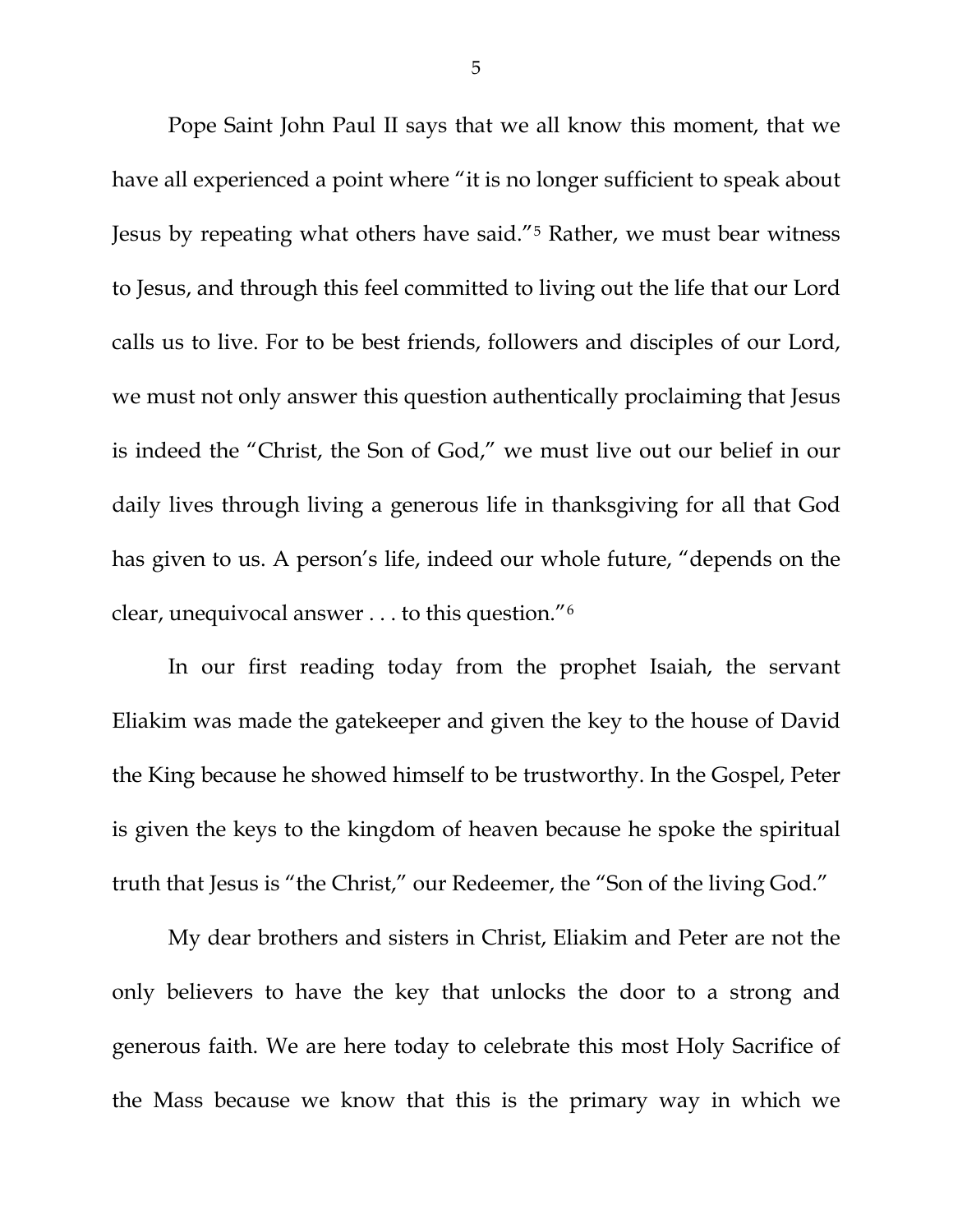Pope Saint John Paul II says that we all know this moment, that we have all experienced a point where "it is no longer sufficient to speak about Jesus by repeating what others have said."[5] Rather, we must bear witness to Jesus, and through this feel committed to living out the life that our Lord calls us to live. For to be best friends, followers and disciples of our Lord, we must not only answer this question authentically proclaiming that Jesus is indeed the "Christ, the Son of God," we must live out our belief in our daily lives through living a generous life in thanksgiving for all that God has given to us. A person's life, indeed our whole future, "depends on the clear, unequivocal answer . . . to this question."[6]

In our first reading today from the prophet Isaiah, the servant Eliakim was made the gatekeeper and given the key to the house of David the King because he showed himself to be trustworthy. In the Gospel, Peter is given the keys to the kingdom of heaven because he spoke the spiritual truth that Jesus is "the Christ," our Redeemer, the "Son of the living God."

My dear brothers and sisters in Christ, Eliakim and Peter are not the only believers to have the key that unlocks the door to a strong and generous faith. We are here today to celebrate this most Holy Sacrifice of the Mass because we know that this is the primary way in which we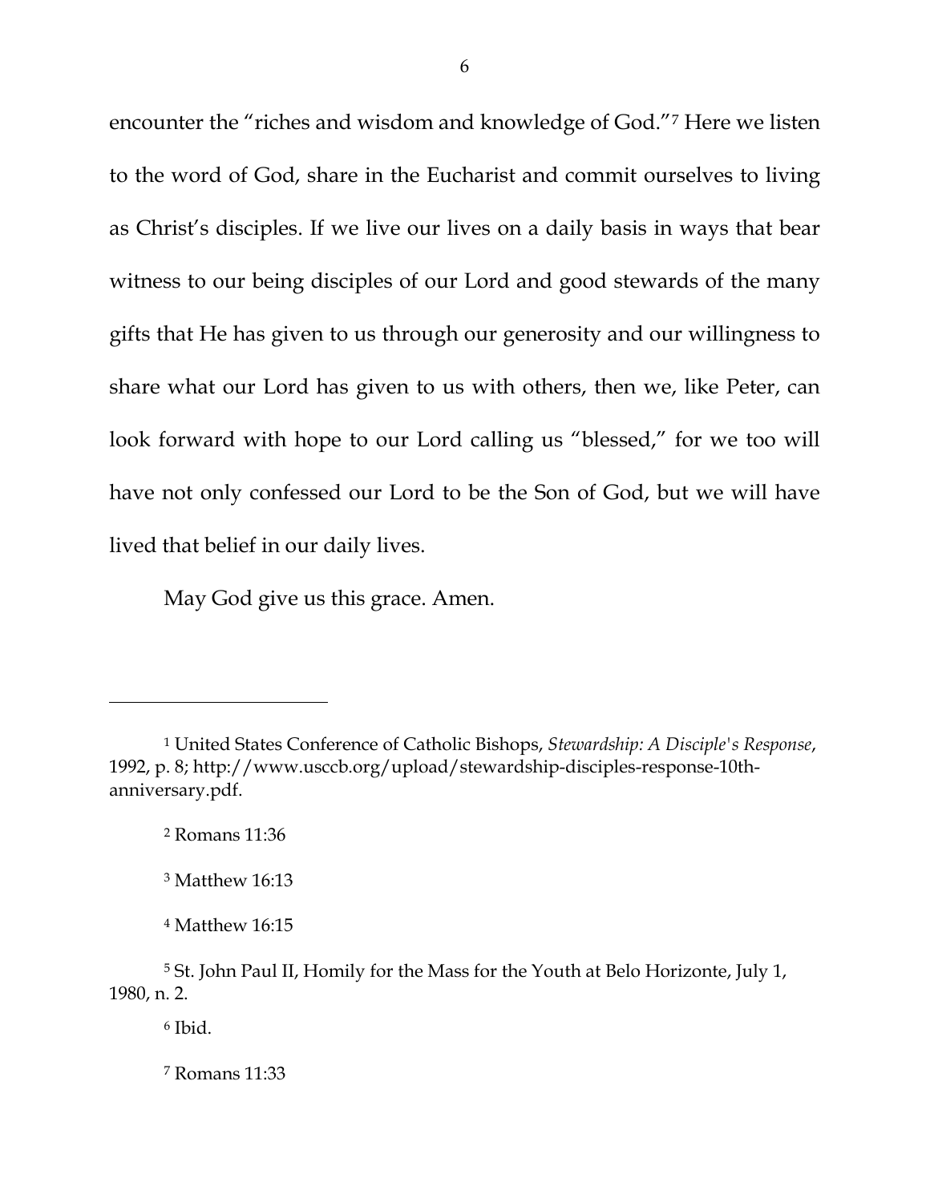encounter the "riches and wisdom and knowledge of God."[7] Here we listen to the word of God, share in the Eucharist and commit ourselves to living as Christ's disciples. If we live our lives on a daily basis in ways that bear witness to our being disciples of our Lord and good stewards of the many gifts that He has given to us through our generosity and our willingness to share what our Lord has given to us with others, then we, like Peter, can look forward with hope to our Lord calling us "blessed," for we too will have not only confessed our Lord to be the Son of God, but we will have lived that belief in our daily lives.

May God give us this grace. Amen.

---

[1] United States Conference of Catholic Bishops, *Stewardship: A Disciple's Response*, 1992, p. 8; http://www.usccb.org/upload/stewardship-disciples-response-10th-anniversary.pdf.

[2] Romans 11:36

[3] Matthew 16:13

[4] Matthew 16:15

[5] St. John Paul II, Homily for the Mass for the Youth at Belo Horizonte, July 1, 1980, n. 2.

[6] Ibid.

[7] Romans 11:33